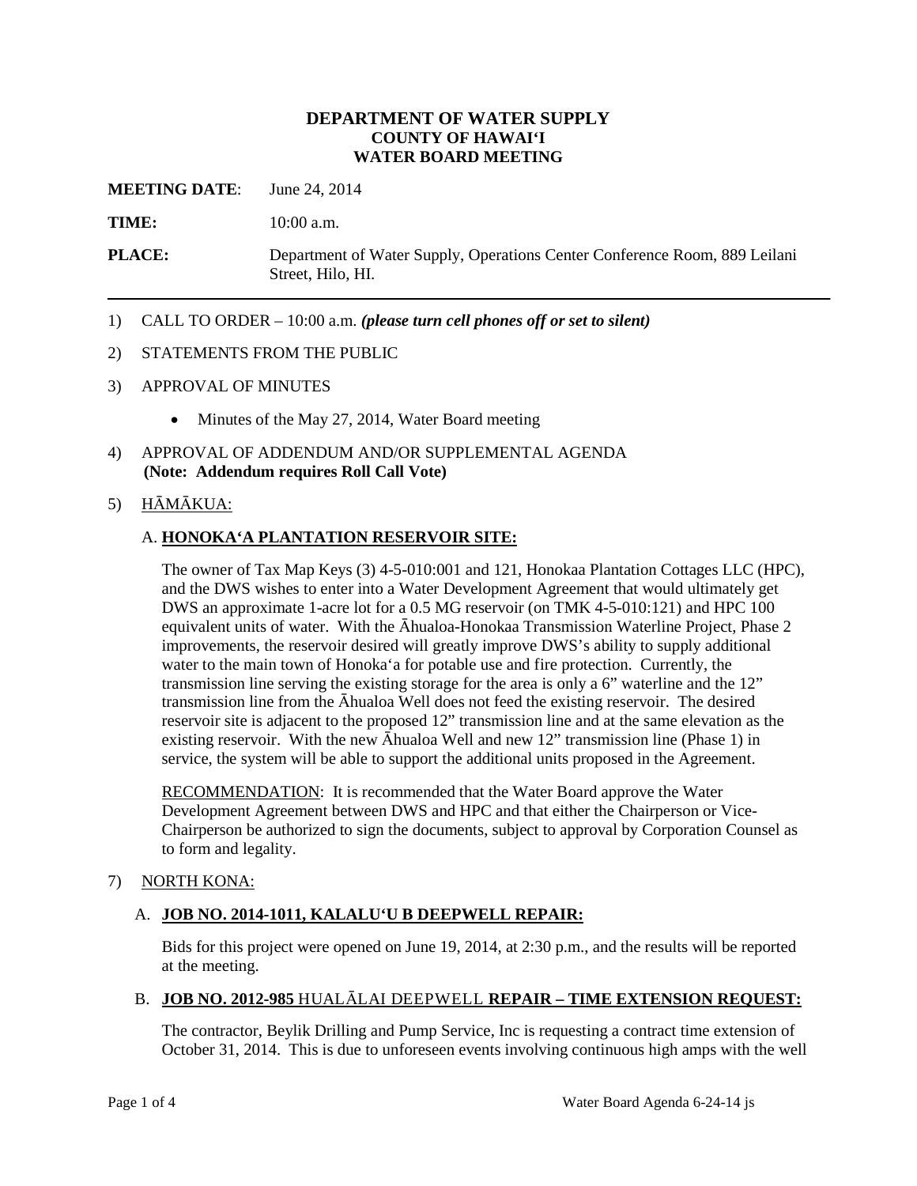**DEPARTMENT OF WATER SUPPLY**
**COUNTY OF HAWAIʻI**
**WATER BOARD MEETING**

**MEETING DATE**: June 24, 2014

**TIME:** 10:00 a.m.

**PLACE:** Department of Water Supply, Operations Center Conference Room, 889 Leilani Street, Hilo, HI.

---

1) CALL TO ORDER – 10:00 a.m. ***(please turn cell phones off or set to silent)***

2) STATEMENTS FROM THE PUBLIC

3) APPROVAL OF MINUTES

   - Minutes of the May 27, 2014, Water Board meeting

4) APPROVAL OF ADDENDUM AND/OR SUPPLEMENTAL AGENDA
   **(Note: Addendum requires Roll Call Vote)**

5) <u>HĀMĀKUA:</u>

   A. **<u>HONOKAʻA PLANTATION RESERVOIR SITE:</u>**

   The owner of Tax Map Keys (3) 4-5-010:001 and 121, Honokaa Plantation Cottages LLC (HPC), and the DWS wishes to enter into a Water Development Agreement that would ultimately get DWS an approximate 1-acre lot for a 0.5 MG reservoir (on TMK 4-5-010:121) and HPC 100 equivalent units of water. With the Āhualoa-Honokaa Transmission Waterline Project, Phase 2 improvements, the reservoir desired will greatly improve DWS's ability to supply additional water to the main town of Honokaʻa for potable use and fire protection. Currently, the transmission line serving the existing storage for the area is only a 6" waterline and the 12" transmission line from the Āhualoa Well does not feed the existing reservoir. The desired reservoir site is adjacent to the proposed 12" transmission line and at the same elevation as the existing reservoir. With the new Āhualoa Well and new 12" transmission line (Phase 1) in service, the system will be able to support the additional units proposed in the Agreement.

   <u>RECOMMENDATION</u>: It is recommended that the Water Board approve the Water Development Agreement between DWS and HPC and that either the Chairperson or Vice-Chairperson be authorized to sign the documents, subject to approval by Corporation Counsel as to form and legality.

7) <u>NORTH KONA:</u>

   A. **<u>JOB NO. 2014-1011, KALALUʻU B DEEPWELL REPAIR:</u>**

   Bids for this project were opened on June 19, 2014, at 2:30 p.m., and the results will be reported at the meeting.

   B. **<u>JOB NO. 2012-985</u>** <u>HUALĀLAI DEEPWELL</u> **<u>REPAIR – TIME EXTENSION REQUEST:</u>**

   The contractor, Beylik Drilling and Pump Service, Inc is requesting a contract time extension of October 31, 2014. This is due to unforeseen events involving continuous high amps with the well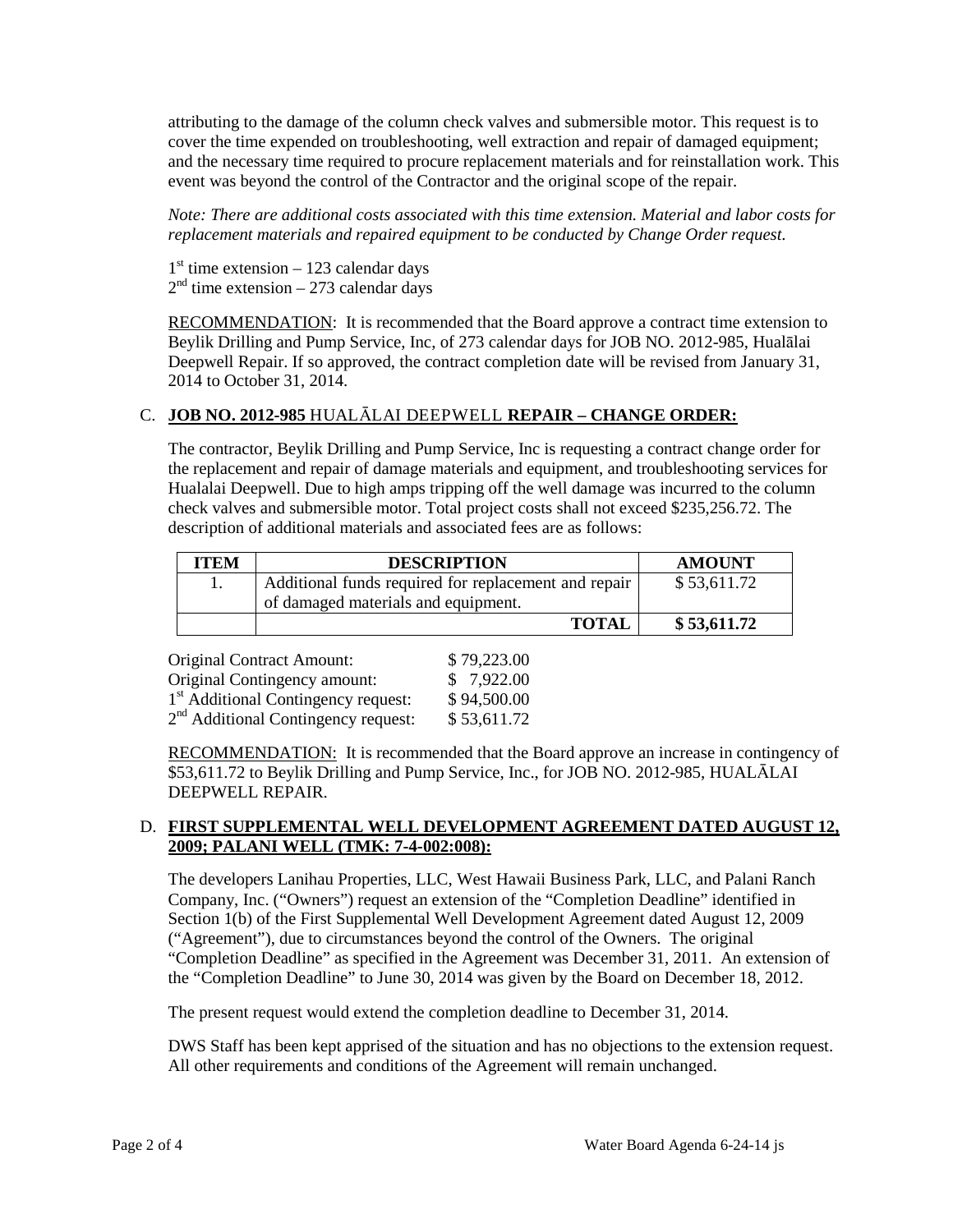attributing to the damage of the column check valves and submersible motor. This request is to cover the time expended on troubleshooting, well extraction and repair of damaged equipment; and the necessary time required to procure replacement materials and for reinstallation work. This event was beyond the control of the Contractor and the original scope of the repair.

*Note: There are additional costs associated with this time extension. Material and labor costs for replacement materials and repaired equipment to be conducted by Change Order request.*

1st time extension – 123 calendar days
2nd time extension – 273 calendar days

RECOMMENDATION: It is recommended that the Board approve a contract time extension to Beylik Drilling and Pump Service, Inc, of 273 calendar days for JOB NO. 2012-985, Hualālai Deepwell Repair. If so approved, the contract completion date will be revised from January 31, 2014 to October 31, 2014.

C. **JOB NO. 2012-985** HUALĀLAI DEEPWELL **REPAIR – CHANGE ORDER:**

The contractor, Beylik Drilling and Pump Service, Inc is requesting a contract change order for the replacement and repair of damage materials and equipment, and troubleshooting services for Hualalai Deepwell. Due to high amps tripping off the well damage was incurred to the column check valves and submersible motor. Total project costs shall not exceed $235,256.72. The description of additional materials and associated fees are as follows:

| ITEM | DESCRIPTION | AMOUNT |
|---|---|---|
| 1. | Additional funds required for replacement and repair of damaged materials and equipment. | $ 53,611.72 |
| | **TOTAL** | **$ 53,611.72** |

| | |
|---|---|
| Original Contract Amount: | $ 79,223.00 |
| Original Contingency amount: | $ 7,922.00 |
| 1st Additional Contingency request: | $ 94,500.00 |
| 2nd Additional Contingency request: | $ 53,611.72 |

RECOMMENDATION: It is recommended that the Board approve an increase in contingency of $53,611.72 to Beylik Drilling and Pump Service, Inc., for JOB NO. 2012-985, HUALĀLAI DEEPWELL REPAIR.

D. **FIRST SUPPLEMENTAL WELL DEVELOPMENT AGREEMENT DATED AUGUST 12, 2009; PALANI WELL (TMK: 7-4-002:008):**

The developers Lanihau Properties, LLC, West Hawaii Business Park, LLC, and Palani Ranch Company, Inc. ("Owners") request an extension of the "Completion Deadline" identified in Section 1(b) of the First Supplemental Well Development Agreement dated August 12, 2009 ("Agreement"), due to circumstances beyond the control of the Owners. The original "Completion Deadline" as specified in the Agreement was December 31, 2011. An extension of the "Completion Deadline" to June 30, 2014 was given by the Board on December 18, 2012.

The present request would extend the completion deadline to December 31, 2014.

DWS Staff has been kept apprised of the situation and has no objections to the extension request. All other requirements and conditions of the Agreement will remain unchanged.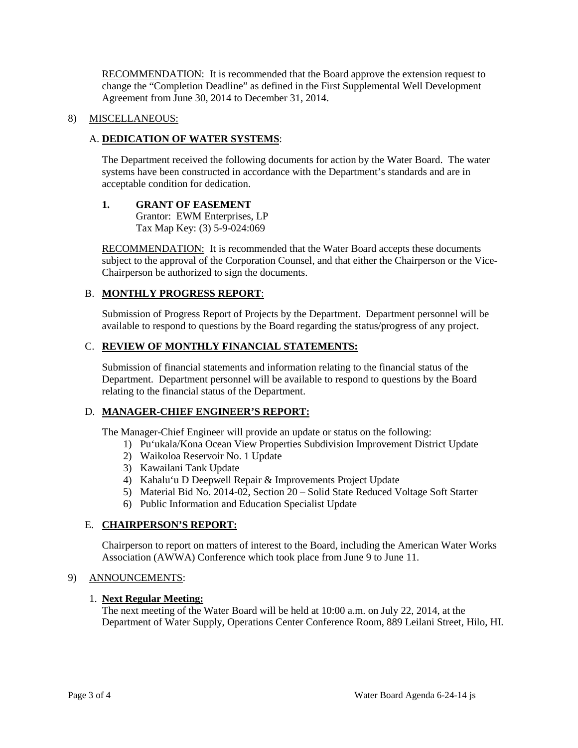<u>RECOMMENDATION:</u> It is recommended that the Board approve the extension request to change the "Completion Deadline" as defined in the First Supplemental Well Development Agreement from June 30, 2014 to December 31, 2014.

8) <u>MISCELLANEOUS:</u>

A. **<u>DEDICATION OF WATER SYSTEMS</u>**:

The Department received the following documents for action by the Water Board. The water systems have been constructed in accordance with the Department's standards and are in acceptable condition for dedication.

**1. GRANT OF EASEMENT**
Grantor: EWM Enterprises, LP
Tax Map Key: (3) 5-9-024:069

<u>RECOMMENDATION:</u> It is recommended that the Water Board accepts these documents subject to the approval of the Corporation Counsel, and that either the Chairperson or the Vice-Chairperson be authorized to sign the documents.

B. **<u>MONTHLY PROGRESS REPORT</u>**:

Submission of Progress Report of Projects by the Department. Department personnel will be available to respond to questions by the Board regarding the status/progress of any project.

C. **<u>REVIEW OF MONTHLY FINANCIAL STATEMENTS:</u>**

Submission of financial statements and information relating to the financial status of the Department. Department personnel will be available to respond to questions by the Board relating to the financial status of the Department.

D. **<u>MANAGER-CHIEF ENGINEER'S REPORT:</u>**

The Manager-Chief Engineer will provide an update or status on the following:

1) Pu'ukala/Kona Ocean View Properties Subdivision Improvement District Update
2) Waikoloa Reservoir No. 1 Update
3) Kawailani Tank Update
4) Kahalu'u D Deepwell Repair & Improvements Project Update
5) Material Bid No. 2014-02, Section 20 – Solid State Reduced Voltage Soft Starter
6) Public Information and Education Specialist Update

E. **<u>CHAIRPERSON'S REPORT:</u>**

Chairperson to report on matters of interest to the Board, including the American Water Works Association (AWWA) Conference which took place from June 9 to June 11.

9) <u>ANNOUNCEMENTS</u>:

1. **<u>Next Regular Meeting:</u>**
The next meeting of the Water Board will be held at 10:00 a.m. on July 22, 2014, at the Department of Water Supply, Operations Center Conference Room, 889 Leilani Street, Hilo, HI.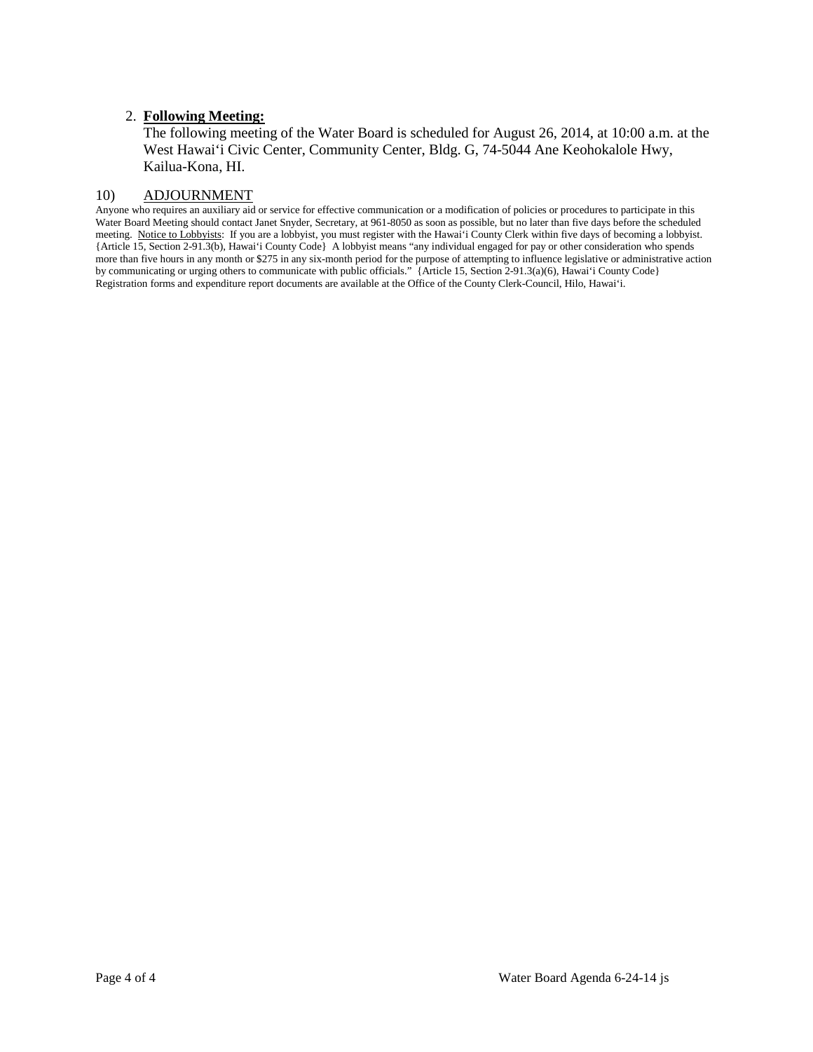2. **Following Meeting:**

   The following meeting of the Water Board is scheduled for August 26, 2014, at 10:00 a.m. at the West Hawai'i Civic Center, Community Center, Bldg. G, 74-5044 Ane Keohokalole Hwy, Kailua-Kona, HI.

10) ADJOURNMENT

Anyone who requires an auxiliary aid or service for effective communication or a modification of policies or procedures to participate in this Water Board Meeting should contact Janet Snyder, Secretary, at 961-8050 as soon as possible, but no later than five days before the scheduled meeting. Notice to Lobbyists: If you are a lobbyist, you must register with the Hawai'i County Clerk within five days of becoming a lobbyist. {Article 15, Section 2-91.3(b), Hawai'i County Code} A lobbyist means "any individual engaged for pay or other consideration who spends more than five hours in any month or $275 in any six-month period for the purpose of attempting to influence legislative or administrative action by communicating or urging others to communicate with public officials." {Article 15, Section 2-91.3(a)(6), Hawai'i County Code} Registration forms and expenditure report documents are available at the Office of the County Clerk-Council, Hilo, Hawai'i.